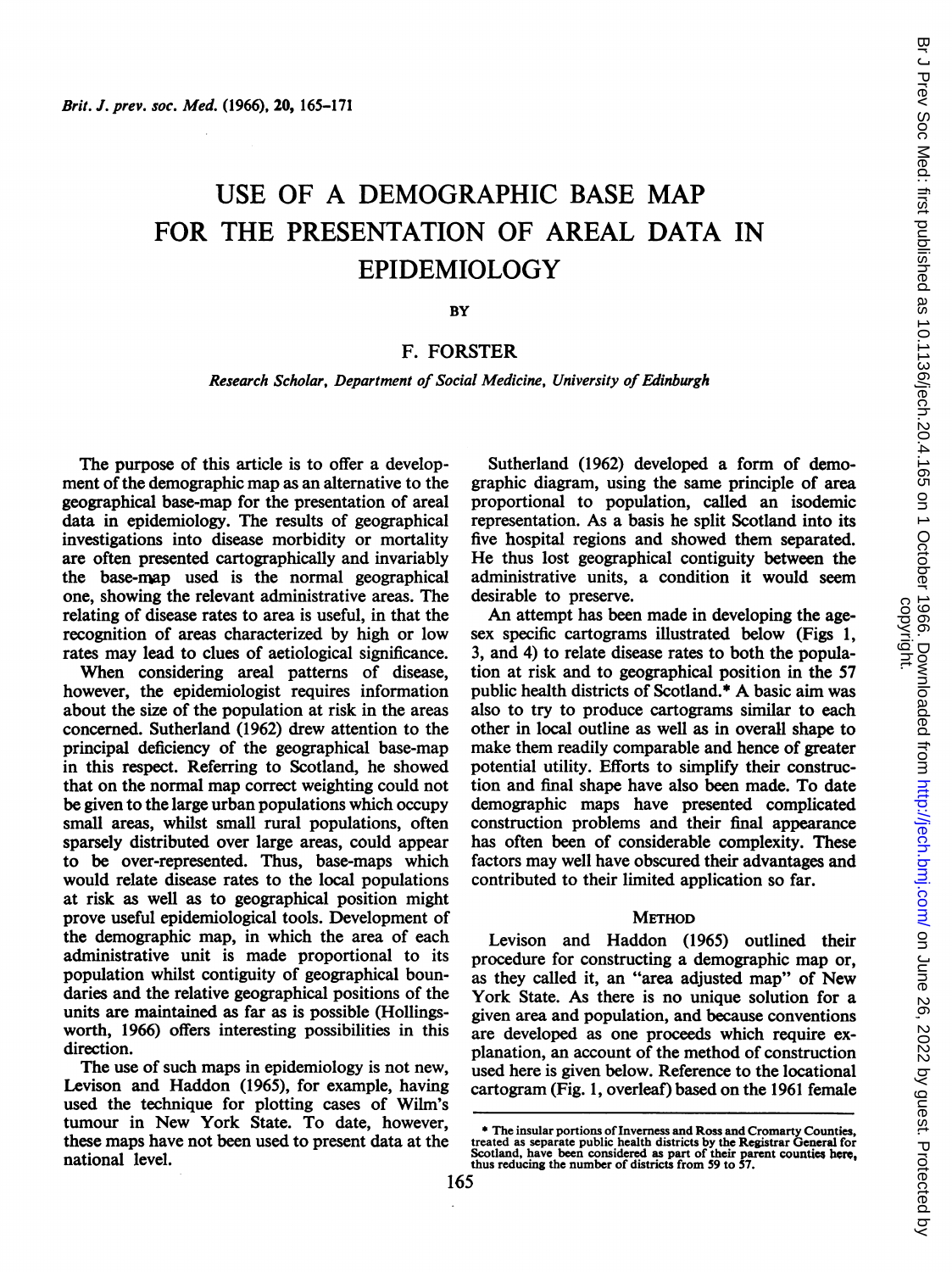# USE OF A DEMOGRAPHIC BASE MAP FOR THE PRESENTATION OF AREAL DATA IN EPIDEMIOLOGY

BY

F. FORSTER

*Research Scholar, Department of Social Medicine, University of Edinburgh*

The purpose of this article is to offer a development of the demographic map as an alternative to the geographical base-map for the presentation of areal data in epidemiology. The results of geographical investigations into disease morbidity or mortality are often presented cartographically and invariably the base-map used is the normal geographical one, showing the relevant administrative areas. The relating of disease rates to area is useful, in that the recognition of areas characterized by high or low rates may lead to clues of aetiological significance.

When considering areal patterns of disease, however, the epidemiologist requires information about the size of the population at risk in the areas concerned. Sutherland (1962) drew attention to the principal deficiency of the geographical base-map in this respect. Referring to Scotland, he showed that on the normal map correct weighting could not be given to the large urban populations which occupy small areas, whilst small rural populations, often sparsely distributed over large areas, could appear to be over-represented. Thus, base-maps which would relate disease rates to the local populations at risk as well as to geographical position might prove useful epidemiological tools. Development of the demographic map, in which the area of each administrative unit is made proportional to its population whilst contiguity of geographical boundaries and the relative geographical positions of the units are maintained as far as is possible (Hollingsworth, 1966) offers interesting possibilities in this direction.

The use of such maps in epidemiology is not new, Levison and Haddon (1965), for example, having used the technique for plotting cases of Wilm's tumour in New York State. To date, however, these maps have not been used to present data at the national level.

Sutherland (1962) developed a form of demographic diagram, using the same principle of area proportional to population, called an isodemic representation. As a basis he split Scotland into its five hospital regions and showed them separated. He thus lost geographical contiguity between the administrative units, a condition it would seem desirable to preserve.

An attempt has been made in developing the age-sex specific cartograms illustrated below (Figs 1, 3, and 4) to relate disease rates to both the population at risk and to geographical position in the 57 public health districts of Scotland.* A basic aim was also to try to produce cartograms similar to each other in local outline as well as in overall shape to make them readily comparable and hence of greater potential utility. Efforts to simplify their construction and final shape have also been made. To date demographic maps have presented complicated construction problems and their final appearance has often been of considerable complexity. These factors may well have obscured their advantages and contributed to their limited application so far.

## METHOD

Levison and Haddon (1965) outlined their procedure for constructing a demographic map or, as they called it, an "area adjusted map" of New York State. As there is no unique solution for a given area and population, and because conventions are developed as one proceeds which require explanation, an account of the method of construction used here is given below. Reference to the locational cartogram (Fig. 1, overleaf) based on the 1961 female

* The insular portions of Inverness and Ross and Cromarty Counties, treated as separate public health districts by the Registrar General for Scotland, have been considered as part of their parent counties here, thus reducing the number of districts from 59 to 57.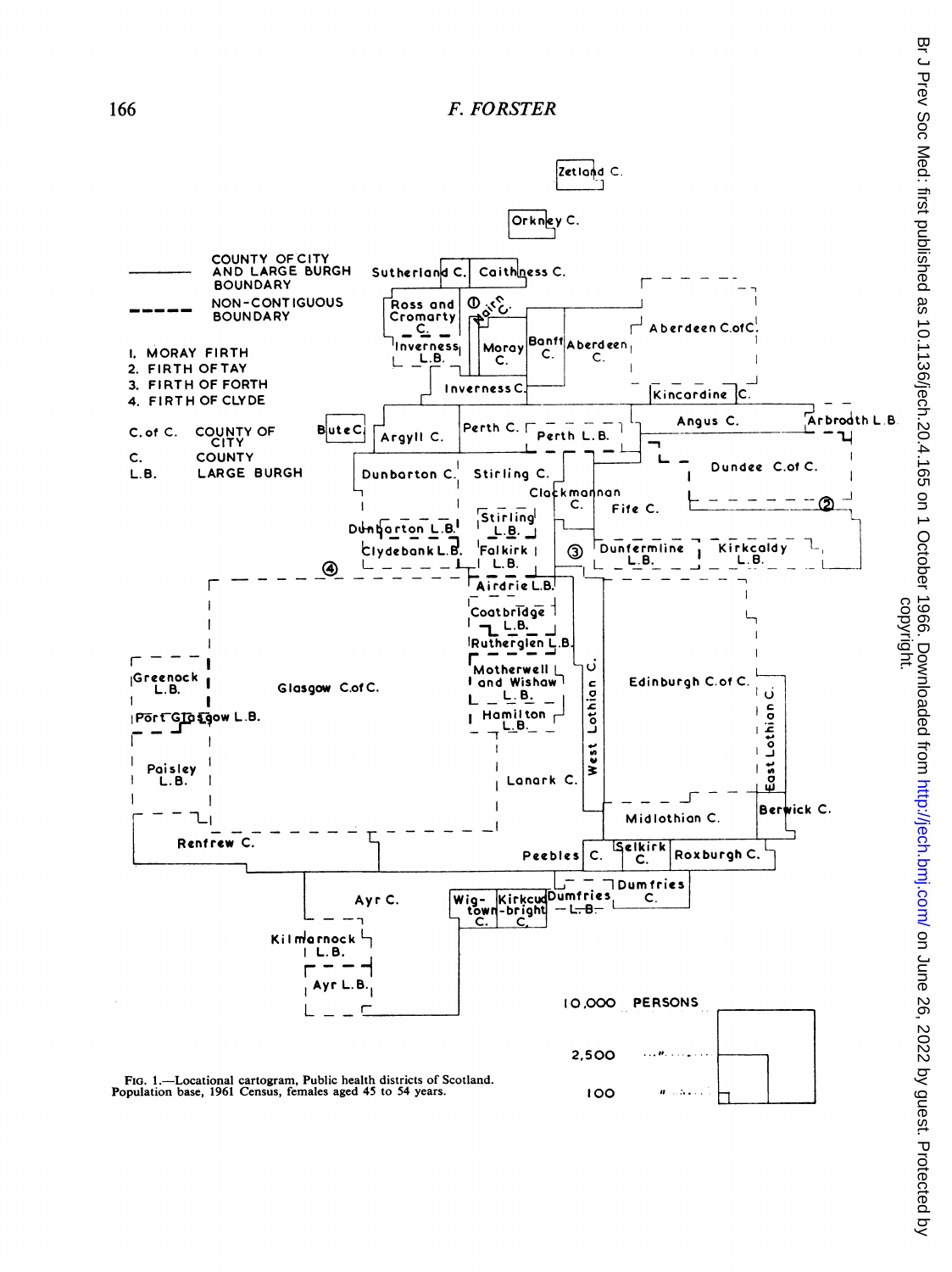FIG. 1.—Locational cartogram, Public health districts of Scotland. Population base, 1961 Census, females aged 45 to 54 years.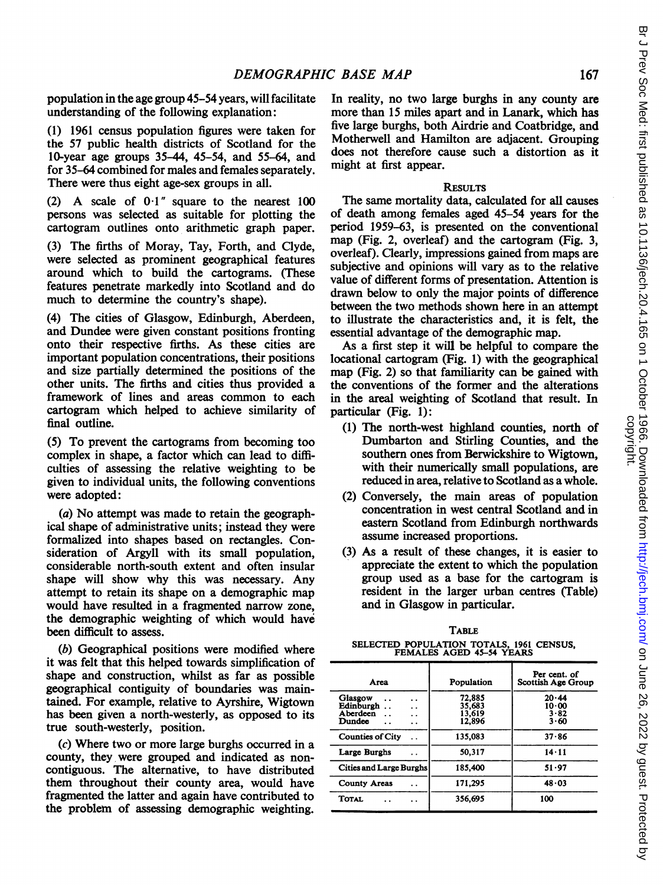population in the age group 45–54 years, will facilitate understanding of the following explanation:

(1) 1961 census population figures were taken for the 57 public health districts of Scotland for the 10-year age groups 35–44, 45–54, and 55–64, and for 35–64 combined for males and females separately. There were thus eight age-sex groups in all.

(2) A scale of 0·1" square to the nearest 100 persons was selected as suitable for plotting the cartogram outlines onto arithmetic graph paper.

(3) The firths of Moray, Tay, Forth, and Clyde, were selected as prominent geographical features around which to build the cartograms. (These features penetrate markedly into Scotland and do much to determine the country's shape).

(4) The cities of Glasgow, Edinburgh, Aberdeen, and Dundee were given constant positions fronting onto their respective firths. As these cities are important population concentrations, their positions and size partially determined the positions of the other units. The firths and cities thus provided a framework of lines and areas common to each cartogram which helped to achieve similarity of final outline.

(5) To prevent the cartograms from becoming too complex in shape, a factor which can lead to difficulties of assessing the relative weighting to be given to individual units, the following conventions were adopted:

(*a*) No attempt was made to retain the geographical shape of administrative units; instead they were formalized into shapes based on rectangles. Consideration of Argyll with its small population, considerable north-south extent and often insular shape will show why this was necessary. Any attempt to retain its shape on a demographic map would have resulted in a fragmented narrow zone, the demographic weighting of which would have been difficult to assess.

(*b*) Geographical positions were modified where it was felt that this helped towards simplification of shape and construction, whilst as far as possible geographical contiguity of boundaries was maintained. For example, relative to Ayrshire, Wigtown has been given a north-westerly, as opposed to its true south-westerly, position.

(*c*) Where two or more large burghs occurred in a county, they were grouped and indicated as non-contiguous. The alternative, to have distributed them throughout their county area, would have fragmented the latter and again have contributed to the problem of assessing demographic weighting. In reality, no two large burghs in any county are more than 15 miles apart and in Lanark, which has five large burghs, both Airdrie and Coatbridge, and Motherwell and Hamilton are adjacent. Grouping does not therefore cause such a distortion as it might at first appear.

## Results

The same mortality data, calculated for all causes of death among females aged 45–54 years for the period 1959–63, is presented on the conventional map (Fig. 2, overleaf) and the cartogram (Fig. 3, overleaf). Clearly, impressions gained from maps are subjective and opinions will vary as to the relative value of different forms of presentation. Attention is drawn below to only the major points of difference between the two methods shown here in an attempt to illustrate the characteristics and, it is felt, the essential advantage of the demographic map.

As a first step it will be helpful to compare the locational cartogram (Fig. 1) with the geographical map (Fig. 2) so that familiarity can be gained with the conventions of the former and the alterations in the areal weighting of Scotland that result. In particular (Fig. 1):

1. The north-west highland counties, north of Dumbarton and Stirling Counties, and the southern ones from Berwickshire to Wigtown, with their numerically small populations, are reduced in area, relative to Scotland as a whole.
2. Conversely, the main areas of population concentration in west central Scotland and in eastern Scotland from Edinburgh northwards assume increased proportions.
3. As a result of these changes, it is easier to appreciate the extent to which the population group used as a base for the cartogram is resident in the larger urban centres (Table) and in Glasgow in particular.

TABLE

SELECTED POPULATION TOTALS, 1961 CENSUS, FEMALES AGED 45–54 YEARS

| Area | Population | Per cent. of Scottish Age Group |
|---|---|---|
| Glasgow | 72,885 | 20·44 |
| Edinburgh | 35,683 | 10·00 |
| Aberdeen | 13,619 | 3·82 |
| Dundee | 12,896 | 3·60 |
| Counties of City | 135,083 | 37·86 |
| Large Burghs | 50,317 | 14·11 |
| Cities and Large Burghs | 185,400 | 51·97 |
| County Areas | 171,295 | 48·03 |
| TOTAL | 356,695 | 100 |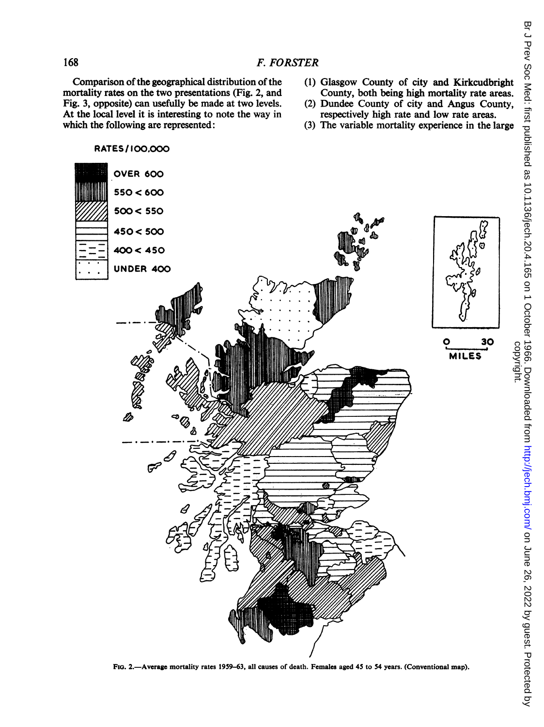Comparison of the geographical distribution of the mortality rates on the two presentations (Fig. 2, and Fig. 3, opposite) can usefully be made at two levels. At the local level it is interesting to note the way in which the following are represented:

(1) Glasgow County of city and Kirkcudbright County, both being high mortality rate areas.
(2) Dundee County of city and Angus County, respectively high rate and low rate areas.
(3) The variable mortality experience in the large

RATES/100,000

OVER 600
550 < 600
500 < 550
450 < 500
400 < 450
UNDER 400

0 30
MILES

FIG. 2.—Average mortality rates 1959–63, all causes of death. Females aged 45 to 54 years. (Conventional map).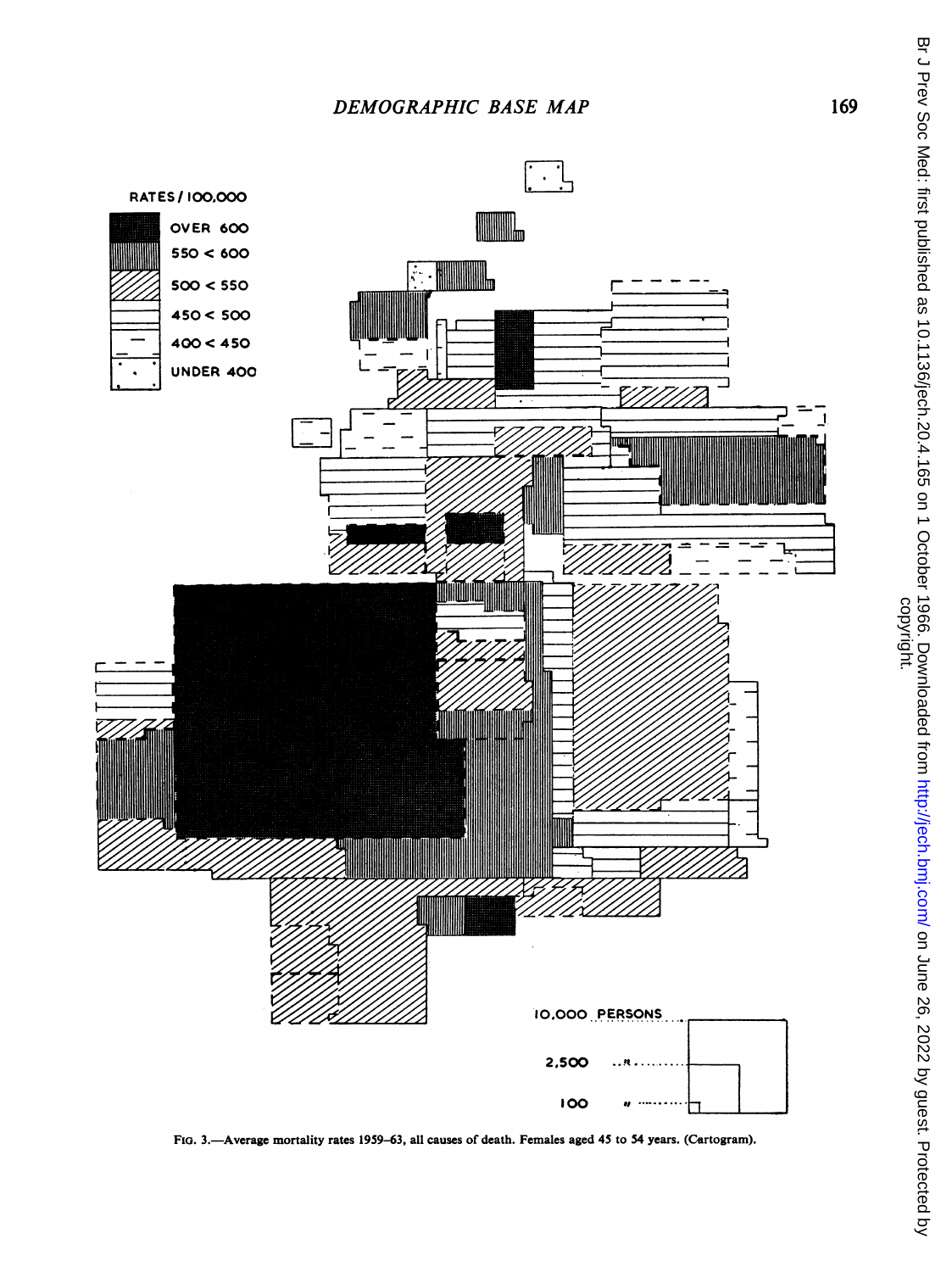RATES / 100,000

OVER 600

550 < 600

500 < 550

450 < 500

400 < 450

UNDER 400

10,000 PERSONS

2,500

100

FIG. 3.—Average mortality rates 1959–63, all causes of death. Females aged 45 to 54 years. (Cartogram).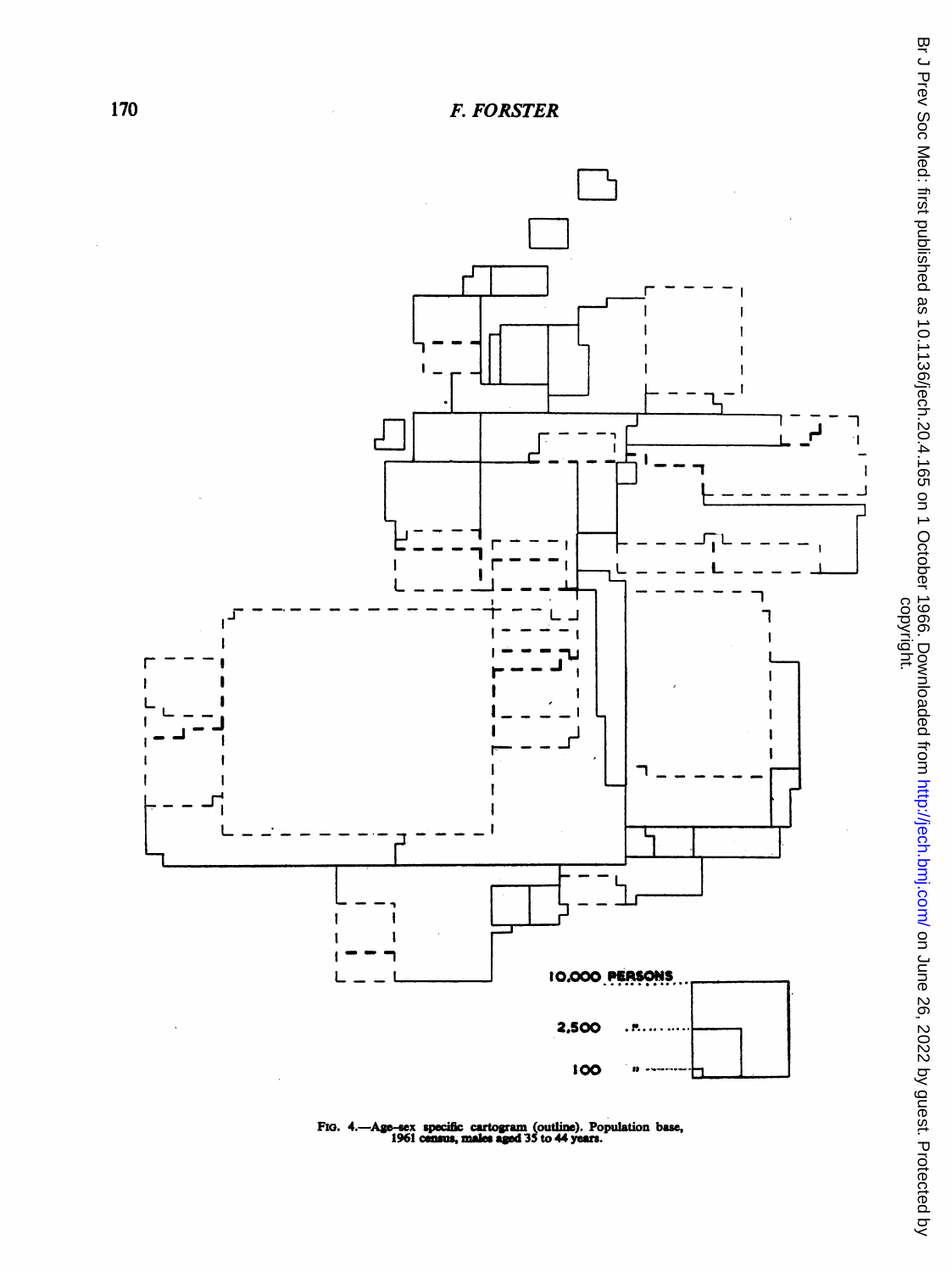10,000 PERSONS

2,500

100

FIG. 4.—Age-sex specific cartogram (outline). Population base, 1961 census, males aged 35 to 44 years.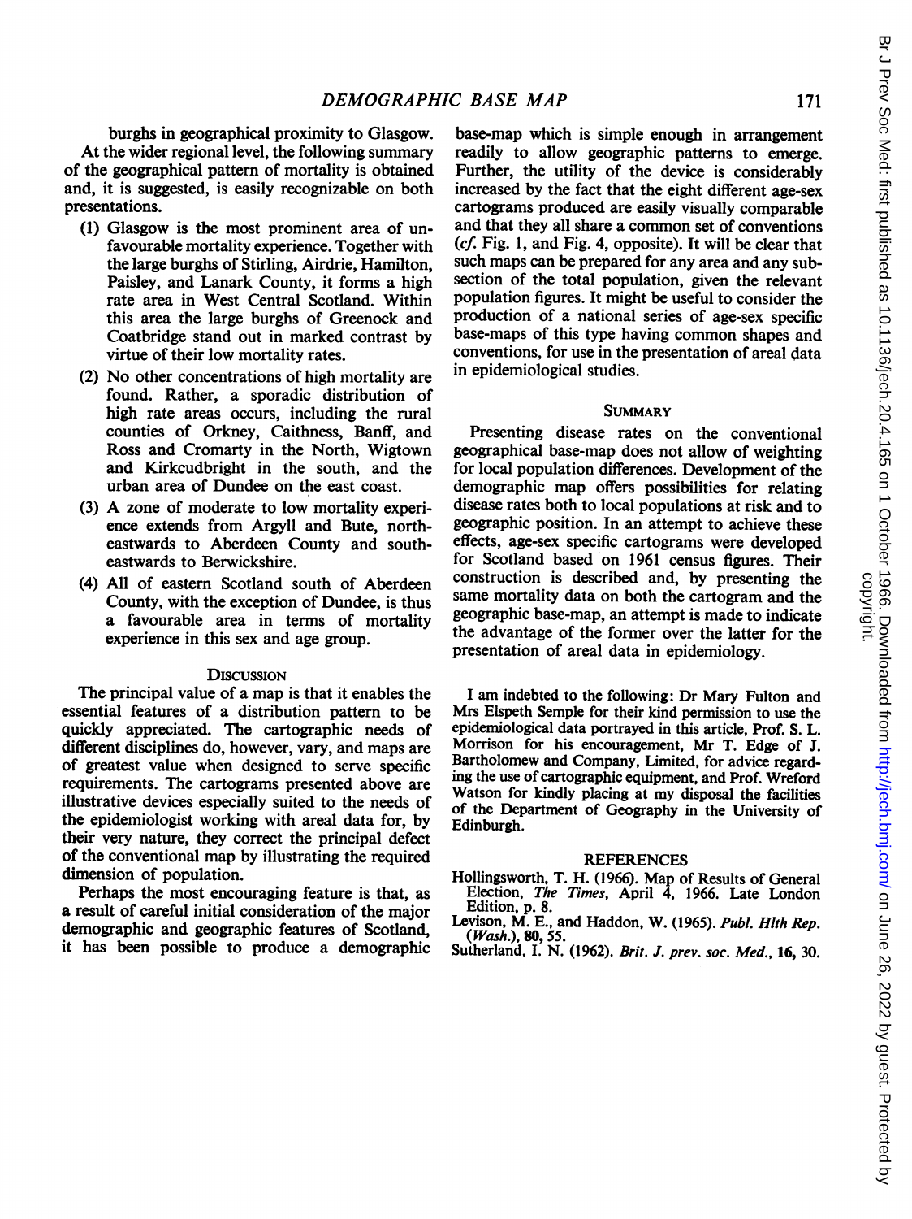burghs in geographical proximity to Glasgow.

At the wider regional level, the following summary of the geographical pattern of mortality is obtained and, it is suggested, is easily recognizable on both presentations.

(1) Glasgow is the most prominent area of unfavourable mortality experience. Together with the large burghs of Stirling, Airdrie, Hamilton, Paisley, and Lanark County, it forms a high rate area in West Central Scotland. Within this area the large burghs of Greenock and Coatbridge stand out in marked contrast by virtue of their low mortality rates.

(2) No other concentrations of high mortality are found. Rather, a sporadic distribution of high rate areas occurs, including the rural counties of Orkney, Caithness, Banff, and Ross and Cromarty in the North, Wigtown and Kirkcudbright in the south, and the urban area of Dundee on the east coast.

(3) A zone of moderate to low mortality experience extends from Argyll and Bute, north-eastwards to Aberdeen County and south-eastwards to Berwickshire.

(4) All of eastern Scotland south of Aberdeen County, with the exception of Dundee, is thus a favourable area in terms of mortality experience in this sex and age group.

## Discussion

The principal value of a map is that it enables the essential features of a distribution pattern to be quickly appreciated. The cartographic needs of different disciplines do, however, vary, and maps are of greatest value when designed to serve specific requirements. The cartograms presented above are illustrative devices especially suited to the needs of the epidemiologist working with areal data for, by their very nature, they correct the principal defect of the conventional map by illustrating the required dimension of population.

Perhaps the most encouraging feature is that, as a result of careful initial consideration of the major demographic and geographic features of Scotland, it has been possible to produce a demographic base-map which is simple enough in arrangement readily to allow geographic patterns to emerge. Further, the utility of the device is considerably increased by the fact that the eight different age-sex cartograms produced are easily visually comparable and that they all share a common set of conventions (*cf.* Fig. 1, and Fig. 4, opposite). It will be clear that such maps can be prepared for any area and any subsection of the total population, given the relevant population figures. It might be useful to consider the production of a national series of age-sex specific base-maps of this type having common shapes and conventions, for use in the presentation of areal data in epidemiological studies.

## Summary

Presenting disease rates on the conventional geographical base-map does not allow of weighting for local population differences. Development of the demographic map offers possibilities for relating disease rates both to local populations at risk and to geographic position. In an attempt to achieve these effects, age-sex specific cartograms were developed for Scotland based on 1961 census figures. Their construction is described and, by presenting the same mortality data on both the cartogram and the geographic base-map, an attempt is made to indicate the advantage of the former over the latter for the presentation of areal data in epidemiology.

I am indebted to the following: Dr Mary Fulton and Mrs Elspeth Semple for their kind permission to use the epidemiological data portrayed in this article, Prof. S. L. Morrison for his encouragement, Mr T. Edge of J. Bartholomew and Company, Limited, for advice regarding the use of cartographic equipment, and Prof. Wreford Watson for kindly placing at my disposal the facilities of the Department of Geography in the University of Edinburgh.

## References

Hollingsworth, T. H. (1966). Map of Results of General Election, *The Times*, April 4, 1966. Late London Edition, p. 8.

Levison, M. E., and Haddon, W. (1965). *Publ. Hlth Rep.* (*Wash.*), **80**, 55.

Sutherland, I. N. (1962). *Brit. J. prev. soc. Med.*, **16**, 30.